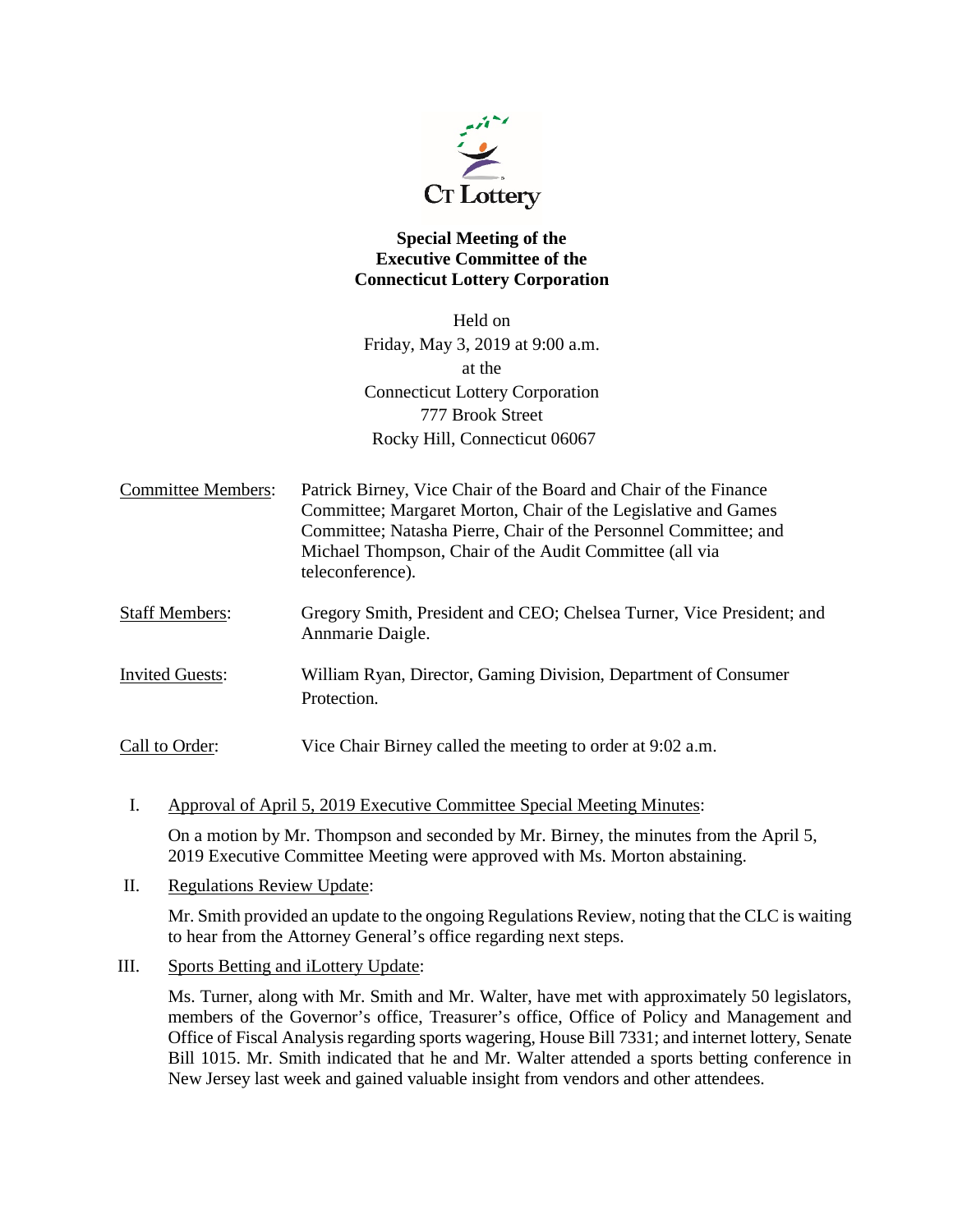**Special Meeting of the**
**Executive Committee of the**
**Connecticut Lottery Corporation**

Held on
Friday, May 3, 2019 at 9:00 a.m.
at the
Connecticut Lottery Corporation
777 Brook Street
Rocky Hill, Connecticut 06067

Committee Members: Patrick Birney, Vice Chair of the Board and Chair of the Finance Committee; Margaret Morton, Chair of the Legislative and Games Committee; Natasha Pierre, Chair of the Personnel Committee; and Michael Thompson, Chair of the Audit Committee (all via teleconference).

Staff Members: Gregory Smith, President and CEO; Chelsea Turner, Vice President; and Annmarie Daigle.

Invited Guests: William Ryan, Director, Gaming Division, Department of Consumer Protection.

Call to Order: Vice Chair Birney called the meeting to order at 9:02 a.m.

I. Approval of April 5, 2019 Executive Committee Special Meeting Minutes:

On a motion by Mr. Thompson and seconded by Mr. Birney, the minutes from the April 5, 2019 Executive Committee Meeting were approved with Ms. Morton abstaining.

II. Regulations Review Update:

Mr. Smith provided an update to the ongoing Regulations Review, noting that the CLC is waiting to hear from the Attorney General's office regarding next steps.

III. Sports Betting and iLottery Update:

Ms. Turner, along with Mr. Smith and Mr. Walter, have met with approximately 50 legislators, members of the Governor's office, Treasurer's office, Office of Policy and Management and Office of Fiscal Analysis regarding sports wagering, House Bill 7331; and internet lottery, Senate Bill 1015. Mr. Smith indicated that he and Mr. Walter attended a sports betting conference in New Jersey last week and gained valuable insight from vendors and other attendees.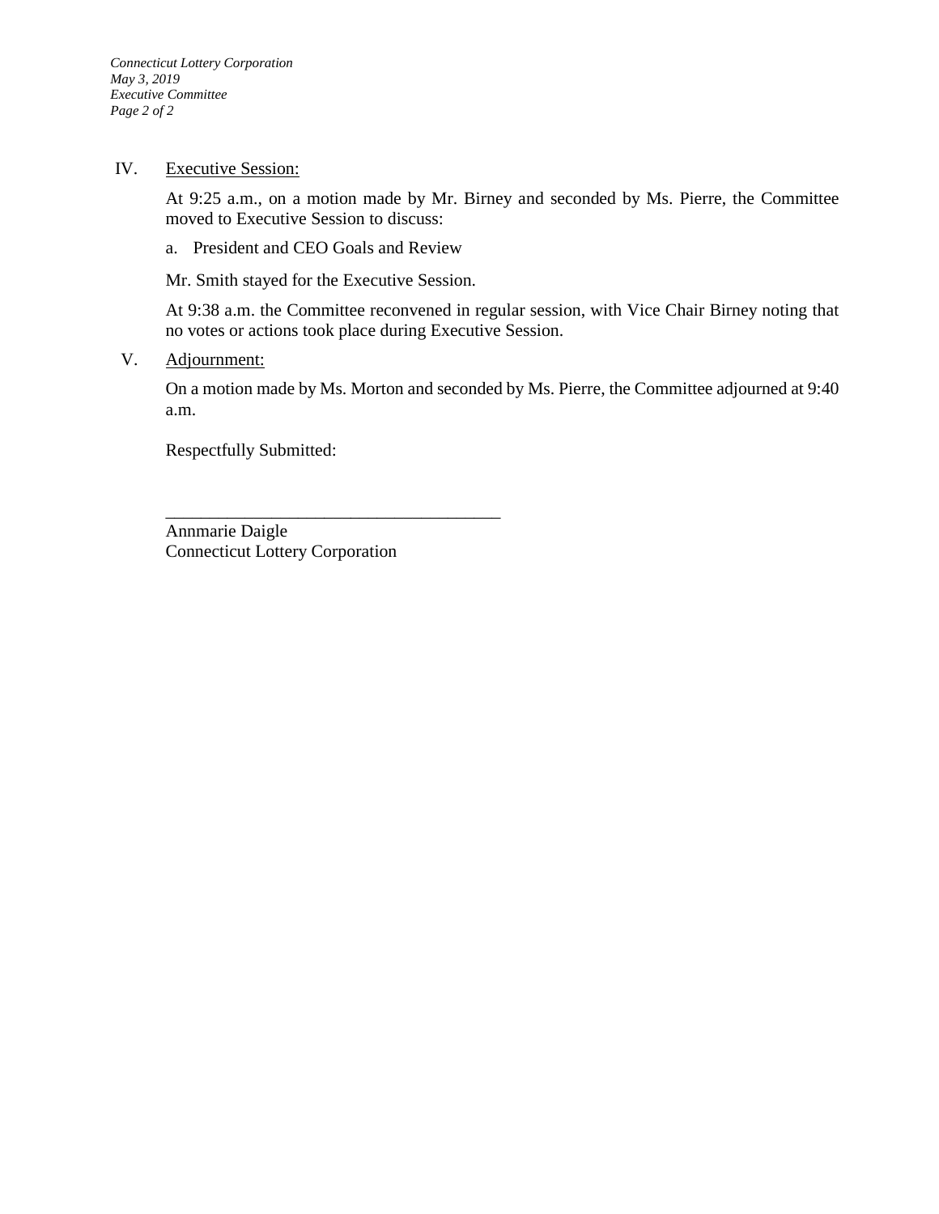IV. <u>Executive Session:</u>

At 9:25 a.m., on a motion made by Mr. Birney and seconded by Ms. Pierre, the Committee moved to Executive Session to discuss:

a. President and CEO Goals and Review

Mr. Smith stayed for the Executive Session.

At 9:38 a.m. the Committee reconvened in regular session, with Vice Chair Birney noting that no votes or actions took place during Executive Session.

V. <u>Adjournment:</u>

On a motion made by Ms. Morton and seconded by Ms. Pierre, the Committee adjourned at 9:40 a.m.

Respectfully Submitted:

______________________________________

Annmarie Daigle
Connecticut Lottery Corporation